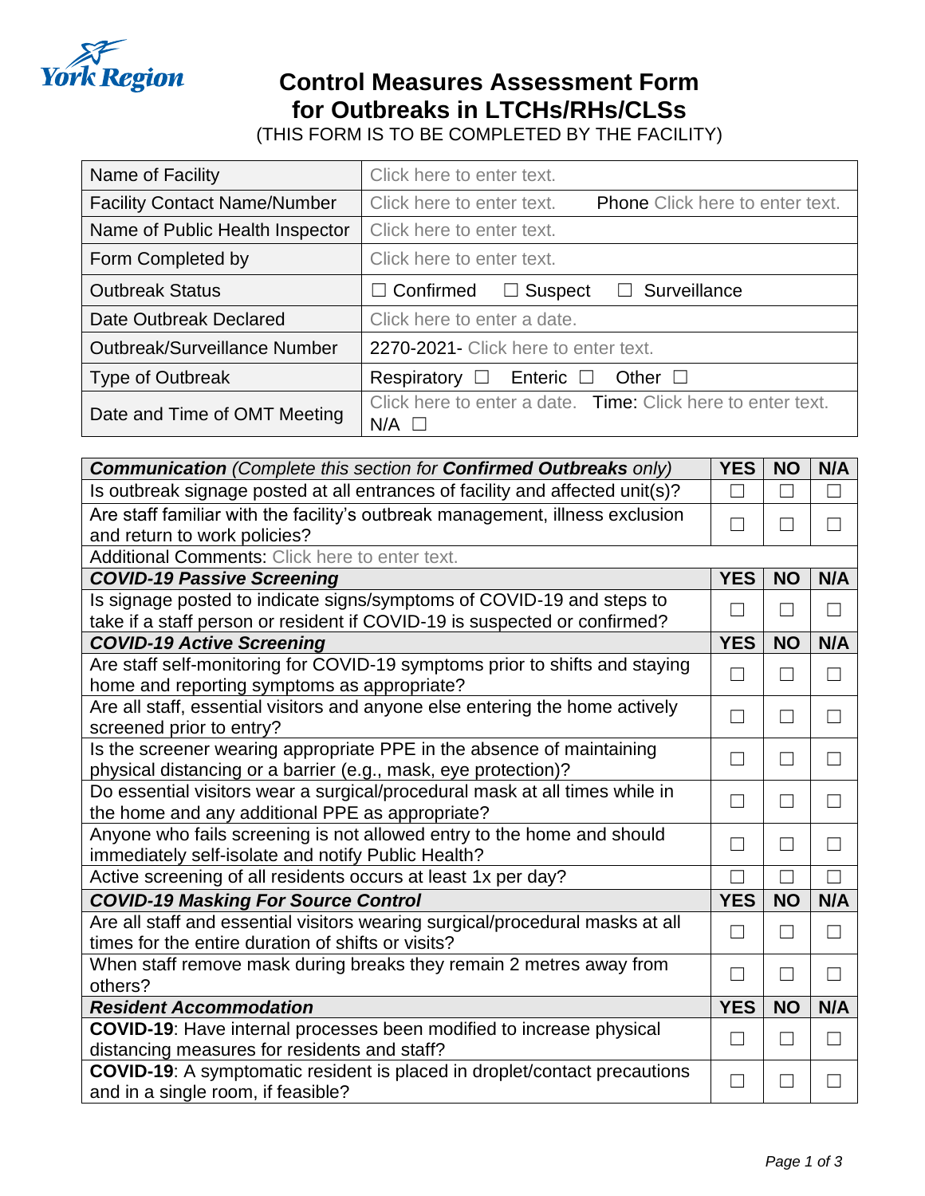York Region

# Control Measures Assessment Form for Outbreaks in LTCHs/RHs/CLSs

(THIS FORM IS TO BE COMPLETED BY THE FACILITY)

| | |
|---|---|
| Name of Facility | Click here to enter text. |
| Facility Contact Name/Number | Click here to enter text. **Phone** Click here to enter text. |
| Name of Public Health Inspector | Click here to enter text. |
| Form Completed by | Click here to enter text. |
| Outbreak Status | ☐ Confirmed ☐ Suspect ☐ Surveillance |
| Date Outbreak Declared | Click here to enter a date. |
| Outbreak/Surveillance Number | 2270-2021- Click here to enter text. |
| Type of Outbreak | Respiratory ☐ Enteric ☐ Other ☐ |
| Date and Time of OMT Meeting | Click here to enter a date. **Time:** Click here to enter text. N/A ☐ |

| ***Communication*** *(Complete this section for* ***Confirmed Outbreaks*** *only)* | **YES** | **NO** | **N/A** |
|---|---|---|---|
| Is outbreak signage posted at all entrances of facility and affected unit(s)? | ☐ | ☐ | ☐ |
| Are staff familiar with the facility's outbreak management, illness exclusion and return to work policies? | ☐ | ☐ | ☐ |
| Additional Comments: Click here to enter text. | | | |
| ***COVID-19 Passive Screening*** | **YES** | **NO** | **N/A** |
| Is signage posted to indicate signs/symptoms of COVID-19 and steps to take if a staff person or resident if COVID-19 is suspected or confirmed? | ☐ | ☐ | ☐ |
| ***COVID-19 Active Screening*** | **YES** | **NO** | **N/A** |
| Are staff self-monitoring for COVID-19 symptoms prior to shifts and staying home and reporting symptoms as appropriate? | ☐ | ☐ | ☐ |
| Are all staff, essential visitors and anyone else entering the home actively screened prior to entry? | ☐ | ☐ | ☐ |
| Is the screener wearing appropriate PPE in the absence of maintaining physical distancing or a barrier (e.g., mask, eye protection)? | ☐ | ☐ | ☐ |
| Do essential visitors wear a surgical/procedural mask at all times while in the home and any additional PPE as appropriate? | ☐ | ☐ | ☐ |
| Anyone who fails screening is not allowed entry to the home and should immediately self-isolate and notify Public Health? | ☐ | ☐ | ☐ |
| Active screening of all residents occurs at least 1x per day? | ☐ | ☐ | ☐ |
| ***COVID-19 Masking For Source Control*** | **YES** | **NO** | **N/A** |
| Are all staff and essential visitors wearing surgical/procedural masks at all times for the entire duration of shifts or visits? | ☐ | ☐ | ☐ |
| When staff remove mask during breaks they remain 2 metres away from others? | ☐ | ☐ | ☐ |
| ***Resident Accommodation*** | **YES** | **NO** | **N/A** |
| **COVID-19**: Have internal processes been modified to increase physical distancing measures for residents and staff? | ☐ | ☐ | ☐ |
| **COVID-19**: A symptomatic resident is placed in droplet/contact precautions and in a single room, if feasible? | ☐ | ☐ | ☐ |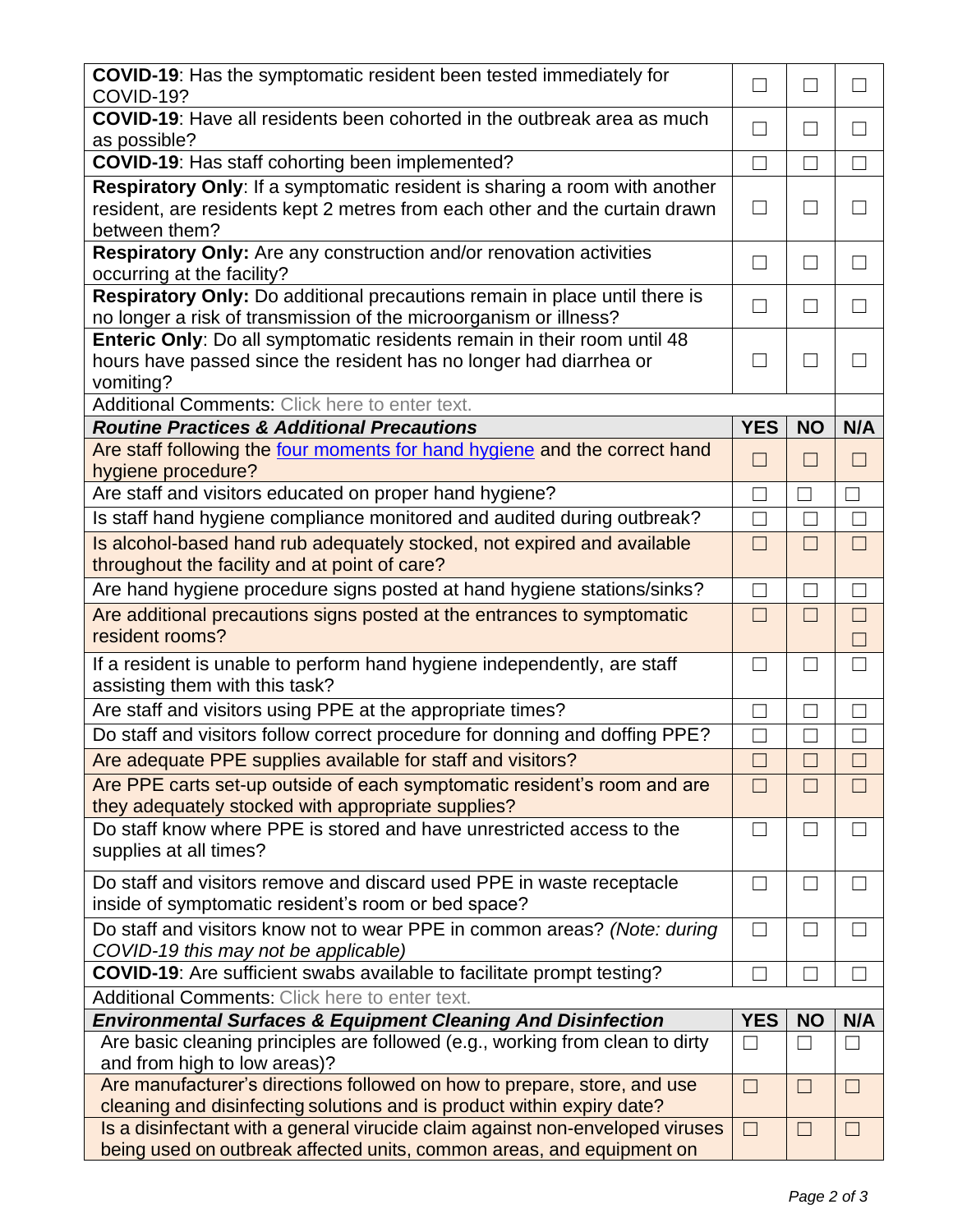| | | | |
|---|---|---|---|
| **COVID-19**: Has the symptomatic resident been tested immediately for COVID-19? | ☐ | ☐ | ☐ |
| **COVID-19**: Have all residents been cohorted in the outbreak area as much as possible? | ☐ | ☐ | ☐ |
| **COVID-19**: Has staff cohorting been implemented? | ☐ | ☐ | ☐ |
| **Respiratory Only**: If a symptomatic resident is sharing a room with another resident, are residents kept 2 metres from each other and the curtain drawn between them? | ☐ | ☐ | ☐ |
| **Respiratory Only:** Are any construction and/or renovation activities occurring at the facility? | ☐ | ☐ | ☐ |
| **Respiratory Only:** Do additional precautions remain in place until there is no longer a risk of transmission of the microorganism or illness? | ☐ | ☐ | ☐ |
| **Enteric Only**: Do all symptomatic residents remain in their room until 48 hours have passed since the resident has no longer had diarrhea or vomiting? | ☐ | ☐ | ☐ |
| Additional Comments: Click here to enter text. | | | |
| ***Routine Practices & Additional Precautions*** | **YES** | **NO** | **N/A** |
| Are staff following the [four moments for hand hygiene]() and the correct hand hygiene procedure? | ☐ | ☐ | ☐ |
| Are staff and visitors educated on proper hand hygiene? | ☐ | ☐ | ☐ |
| Is staff hand hygiene compliance monitored and audited during outbreak? | ☐ | ☐ | ☐ |
| Is alcohol-based hand rub adequately stocked, not expired and available throughout the facility and at point of care? | ☐ | ☐ | ☐ |
| Are hand hygiene procedure signs posted at hand hygiene stations/sinks? | ☐ | ☐ | ☐ |
| Are additional precautions signs posted at the entrances to symptomatic resident rooms? | ☐ | ☐ | ☐ ☐ |
| If a resident is unable to perform hand hygiene independently, are staff assisting them with this task? | ☐ | ☐ | ☐ |
| Are staff and visitors using PPE at the appropriate times? | ☐ | ☐ | ☐ |
| Do staff and visitors follow correct procedure for donning and doffing PPE? | ☐ | ☐ | ☐ |
| Are adequate PPE supplies available for staff and visitors? | ☐ | ☐ | ☐ |
| Are PPE carts set-up outside of each symptomatic resident's room and are they adequately stocked with appropriate supplies? | ☐ | ☐ | ☐ |
| Do staff know where PPE is stored and have unrestricted access to the supplies at all times? | ☐ | ☐ | ☐ |
| Do staff and visitors remove and discard used PPE in waste receptacle inside of symptomatic resident's room or bed space? | ☐ | ☐ | ☐ |
| Do staff and visitors know not to wear PPE in common areas? *(Note: during COVID-19 this may not be applicable)* | ☐ | ☐ | ☐ |
| **COVID-19**: Are sufficient swabs available to facilitate prompt testing? | ☐ | ☐ | ☐ |
| Additional Comments: Click here to enter text. | | | |
| ***Environmental Surfaces & Equipment Cleaning And Disinfection*** | **YES** | **NO** | **N/A** |
| Are basic cleaning principles are followed (e.g., working from clean to dirty and from high to low areas)? | ☐ | ☐ | ☐ |
| Are manufacturer's directions followed on how to prepare, store, and use cleaning and disinfecting solutions and is product within expiry date? | ☐ | ☐ | ☐ |
| Is a disinfectant with a general virucide claim against non-enveloped viruses being used on outbreak affected units, common areas, and equipment on | ☐ | ☐ | ☐ |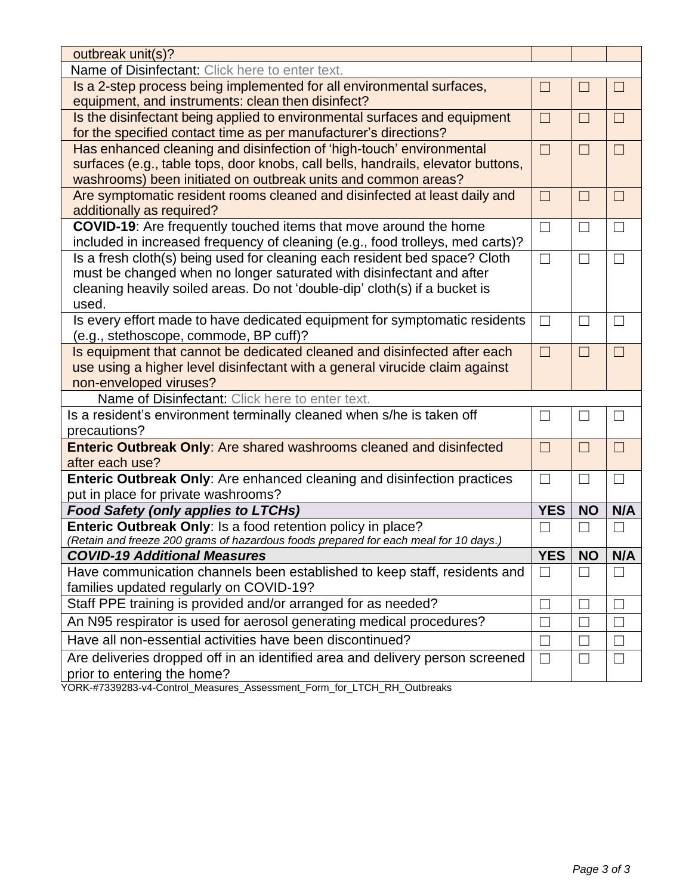| | | | |
|---|---|---|---|
| outbreak unit(s)? | | | |
| Name of Disinfectant: Click here to enter text. | | | |
| Is a 2-step process being implemented for all environmental surfaces, equipment, and instruments: clean then disinfect? | ☐ | ☐ | ☐ |
| Is the disinfectant being applied to environmental surfaces and equipment for the specified contact time as per manufacturer's directions? | ☐ | ☐ | ☐ |
| Has enhanced cleaning and disinfection of 'high-touch' environmental surfaces (e.g., table tops, door knobs, call bells, handrails, elevator buttons, washrooms) been initiated on outbreak units and common areas? | ☐ | ☐ | ☐ |
| Are symptomatic resident rooms cleaned and disinfected at least daily and additionally as required? | ☐ | ☐ | ☐ |
| **COVID-19**: Are frequently touched items that move around the home included in increased frequency of cleaning (e.g., food trolleys, med carts)? | ☐ | ☐ | ☐ |
| Is a fresh cloth(s) being used for cleaning each resident bed space? Cloth must be changed when no longer saturated with disinfectant and after cleaning heavily soiled areas. Do not 'double-dip' cloth(s) if a bucket is used. | ☐ | ☐ | ☐ |
| Is every effort made to have dedicated equipment for symptomatic residents (e.g., stethoscope, commode, BP cuff)? | ☐ | ☐ | ☐ |
| Is equipment that cannot be dedicated cleaned and disinfected after each use using a higher level disinfectant with a general virucide claim against non-enveloped viruses? | ☐ | ☐ | ☐ |
| Name of Disinfectant: Click here to enter text. | | | |
| Is a resident's environment terminally cleaned when s/he is taken off precautions? | ☐ | ☐ | ☐ |
| **Enteric Outbreak Only**: Are shared washrooms cleaned and disinfected after each use? | ☐ | ☐ | ☐ |
| **Enteric Outbreak Only**: Are enhanced cleaning and disinfection practices put in place for private washrooms? | ☐ | ☐ | ☐ |
| ***Food Safety (only applies to LTCHs)*** | **YES** | **NO** | **N/A** |
| **Enteric Outbreak Only**: Is a food retention policy in place? *(Retain and freeze 200 grams of hazardous foods prepared for each meal for 10 days.)* | ☐ | ☐ | ☐ |
| ***COVID-19 Additional Measures*** | **YES** | **NO** | **N/A** |
| Have communication channels been established to keep staff, residents and families updated regularly on COVID-19? | ☐ | ☐ | ☐ |
| Staff PPE training is provided and/or arranged for as needed? | ☐ | ☐ | ☐ |
| An N95 respirator is used for aerosol generating medical procedures? | ☐ | ☐ | ☐ |
| Have all non-essential activities have been discontinued? | ☐ | ☐ | ☐ |
| Are deliveries dropped off in an identified area and delivery person screened prior to entering the home? | ☐ | ☐ | ☐ |

YORK-#7339283-v4-Control_Measures_Assessment_Form_for_LTCH_RH_Outbreaks